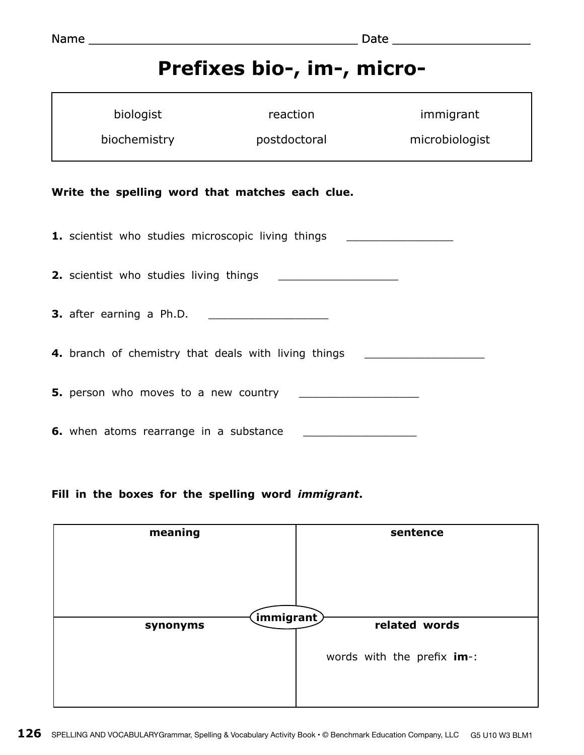Name ______________________________________ Date ___________________

# Prefixes bio-, im-, micro-

| biologist | reaction | immigrant |
| --- | --- | --- |
| biochemistry | postdoctoral | microbiologist |

**Write the spelling word that matches each clue.**

**1.** scientist who studies microscopic living things ________________

**2.** scientist who studies living things __________________

**3.** after earning a Ph.D. __________________

**4.** branch of chemistry that deals with living things __________________

**5.** person who moves to a new country __________________

**6.** when atoms rearrange in a substance _________________

**Fill in the boxes for the spelling word *immigrant*.**

| **meaning** | **sentence** |
| --- | --- |
| | |
| **synonyms** | **related words** |
| | words with the prefix **im**-: |

**immigrant**

SPELLING AND VOCABULARYGrammar, Spelling & Vocabulary Activity Book • © Benchmark Education Company, LLC G5 U10 W3 BLM1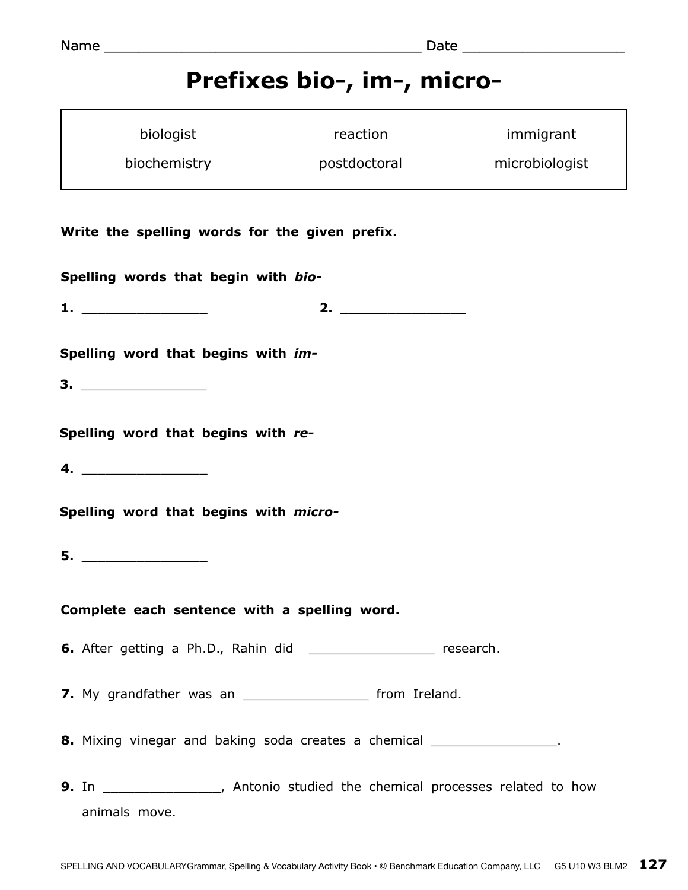Name ______________________________________ Date ___________________

# Prefixes bio-, im-, micro-

| | | |
|---|---|---|
| biologist | reaction | immigrant |
| biochemistry | postdoctoral | microbiologist |

**Write the spelling words for the given prefix.**

**Spelling words that begin with *bio-***

**1.** _______________ **2.** _______________

**Spelling word that begins with *im-***

**3.** _______________

**Spelling word that begins with *re-***

**4.** _______________

**Spelling word that begins with *micro-***

**5.** _______________

**Complete each sentence with a spelling word.**

**6.** After getting a Ph.D., Rahin did _______________ research.

**7.** My grandfather was an _______________ from Ireland.

**8.** Mixing vinegar and baking soda creates a chemical _______________.

**9.** In _______________, Antonio studied the chemical processes related to how animals move.

SPELLING AND VOCABULARYGrammar, Spelling & Vocabulary Activity Book • © Benchmark Education Company, LLC G5 U10 W3 BLM2